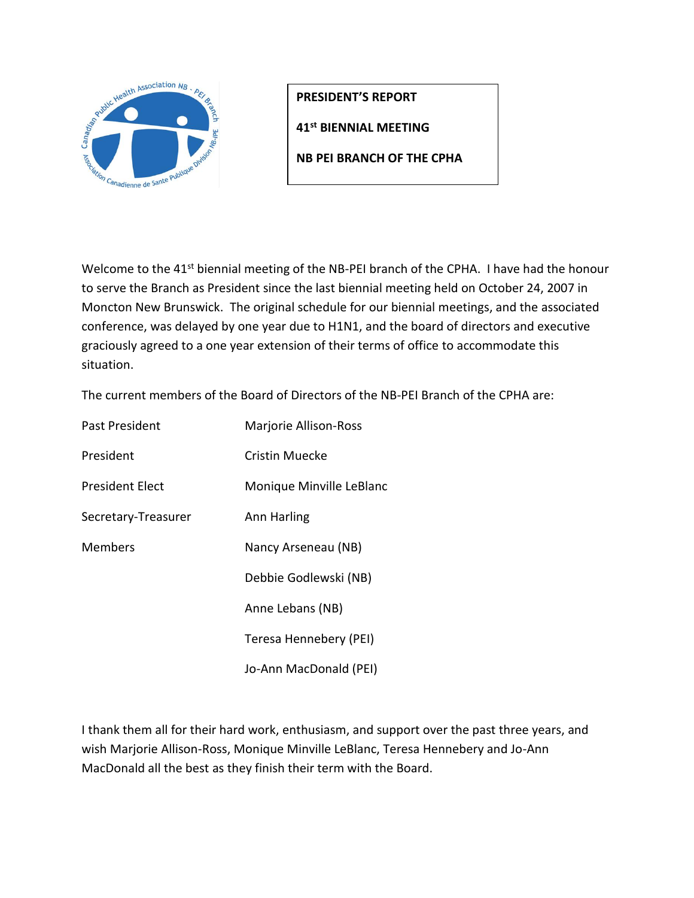**PRESIDENT'S REPORT**

**41st BIENNIAL MEETING**

**NB PEI BRANCH OF THE CPHA**

Welcome to the 41st biennial meeting of the NB-PEI branch of the CPHA. I have had the honour to serve the Branch as President since the last biennial meeting held on October 24, 2007 in Moncton New Brunswick. The original schedule for our biennial meetings, and the associated conference, was delayed by one year due to H1N1, and the board of directors and executive graciously agreed to a one year extension of their terms of office to accommodate this situation.

The current members of the Board of Directors of the NB-PEI Branch of the CPHA are:

| | |
|---|---|
| Past President | Marjorie Allison-Ross |
| President | Cristin Muecke |
| President Elect | Monique Minville LeBlanc |
| Secretary-Treasurer | Ann Harling |
| Members | Nancy Arseneau (NB) |
| | Debbie Godlewski (NB) |
| | Anne Lebans (NB) |
| | Teresa Hennebery (PEI) |
| | Jo-Ann MacDonald (PEI) |

I thank them all for their hard work, enthusiasm, and support over the past three years, and wish Marjorie Allison-Ross, Monique Minville LeBlanc, Teresa Hennebery and Jo-Ann MacDonald all the best as they finish their term with the Board.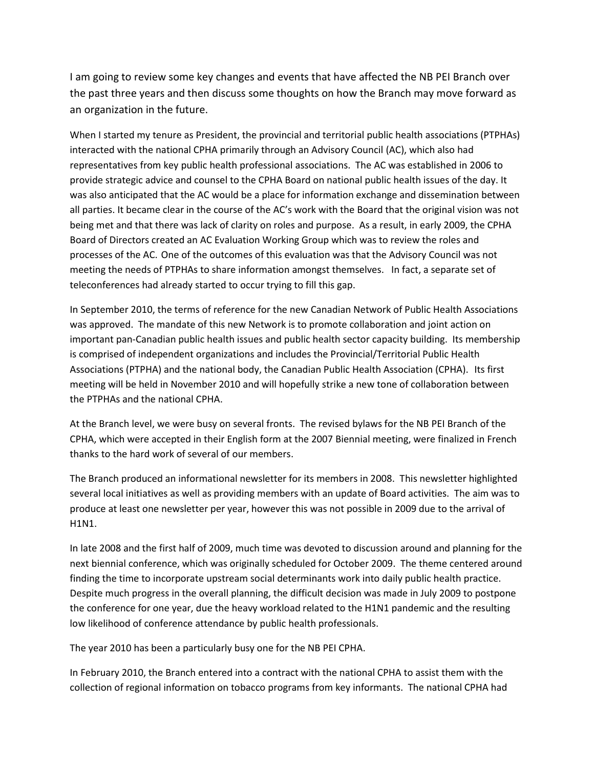I am going to review some key changes and events that have affected the NB PEI Branch over the past three years and then discuss some thoughts on how the Branch may move forward as an organization in the future.

When I started my tenure as President, the provincial and territorial public health associations (PTPHAs) interacted with the national CPHA primarily through an Advisory Council (AC), which also had representatives from key public health professional associations. The AC was established in 2006 to provide strategic advice and counsel to the CPHA Board on national public health issues of the day. It was also anticipated that the AC would be a place for information exchange and dissemination between all parties. It became clear in the course of the AC's work with the Board that the original vision was not being met and that there was lack of clarity on roles and purpose. As a result, in early 2009, the CPHA Board of Directors created an AC Evaluation Working Group which was to review the roles and processes of the AC. One of the outcomes of this evaluation was that the Advisory Council was not meeting the needs of PTPHAs to share information amongst themselves. In fact, a separate set of teleconferences had already started to occur trying to fill this gap.

In September 2010, the terms of reference for the new Canadian Network of Public Health Associations was approved. The mandate of this new Network is to promote collaboration and joint action on important pan-Canadian public health issues and public health sector capacity building. Its membership is comprised of independent organizations and includes the Provincial/Territorial Public Health Associations (PTPHA) and the national body, the Canadian Public Health Association (CPHA). Its first meeting will be held in November 2010 and will hopefully strike a new tone of collaboration between the PTPHAs and the national CPHA.

At the Branch level, we were busy on several fronts. The revised bylaws for the NB PEI Branch of the CPHA, which were accepted in their English form at the 2007 Biennial meeting, were finalized in French thanks to the hard work of several of our members.

The Branch produced an informational newsletter for its members in 2008. This newsletter highlighted several local initiatives as well as providing members with an update of Board activities. The aim was to produce at least one newsletter per year, however this was not possible in 2009 due to the arrival of H1N1.

In late 2008 and the first half of 2009, much time was devoted to discussion around and planning for the next biennial conference, which was originally scheduled for October 2009. The theme centered around finding the time to incorporate upstream social determinants work into daily public health practice. Despite much progress in the overall planning, the difficult decision was made in July 2009 to postpone the conference for one year, due the heavy workload related to the H1N1 pandemic and the resulting low likelihood of conference attendance by public health professionals.

The year 2010 has been a particularly busy one for the NB PEI CPHA.

In February 2010, the Branch entered into a contract with the national CPHA to assist them with the collection of regional information on tobacco programs from key informants. The national CPHA had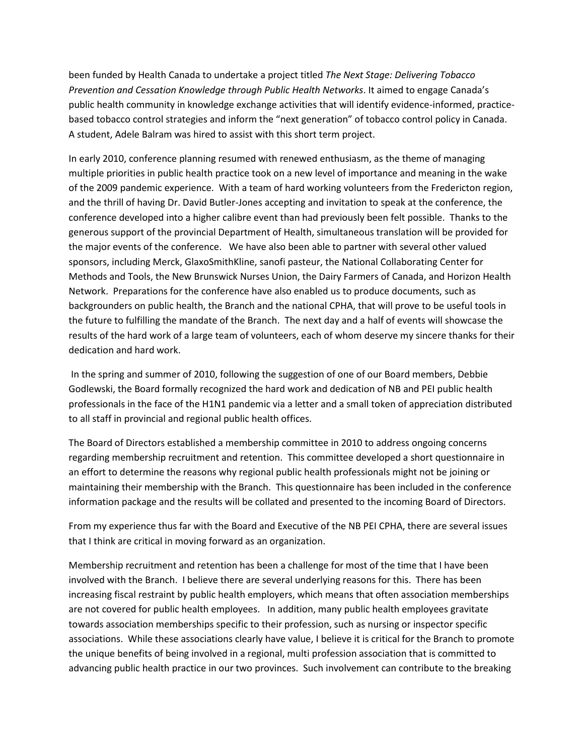been funded by Health Canada to undertake a project titled *The Next Stage: Delivering Tobacco Prevention and Cessation Knowledge through Public Health Networks*. It aimed to engage Canada's public health community in knowledge exchange activities that will identify evidence-informed, practice-based tobacco control strategies and inform the "next generation" of tobacco control policy in Canada. A student, Adele Balram was hired to assist with this short term project.

In early 2010, conference planning resumed with renewed enthusiasm, as the theme of managing multiple priorities in public health practice took on a new level of importance and meaning in the wake of the 2009 pandemic experience. With a team of hard working volunteers from the Fredericton region, and the thrill of having Dr. David Butler-Jones accepting and invitation to speak at the conference, the conference developed into a higher calibre event than had previously been felt possible. Thanks to the generous support of the provincial Department of Health, simultaneous translation will be provided for the major events of the conference. We have also been able to partner with several other valued sponsors, including Merck, GlaxoSmithKline, sanofi pasteur, the National Collaborating Center for Methods and Tools, the New Brunswick Nurses Union, the Dairy Farmers of Canada, and Horizon Health Network. Preparations for the conference have also enabled us to produce documents, such as backgrounders on public health, the Branch and the national CPHA, that will prove to be useful tools in the future to fulfilling the mandate of the Branch. The next day and a half of events will showcase the results of the hard work of a large team of volunteers, each of whom deserve my sincere thanks for their dedication and hard work.

In the spring and summer of 2010, following the suggestion of one of our Board members, Debbie Godlewski, the Board formally recognized the hard work and dedication of NB and PEI public health professionals in the face of the H1N1 pandemic via a letter and a small token of appreciation distributed to all staff in provincial and regional public health offices.

The Board of Directors established a membership committee in 2010 to address ongoing concerns regarding membership recruitment and retention. This committee developed a short questionnaire in an effort to determine the reasons why regional public health professionals might not be joining or maintaining their membership with the Branch. This questionnaire has been included in the conference information package and the results will be collated and presented to the incoming Board of Directors.

From my experience thus far with the Board and Executive of the NB PEI CPHA, there are several issues that I think are critical in moving forward as an organization.

Membership recruitment and retention has been a challenge for most of the time that I have been involved with the Branch. I believe there are several underlying reasons for this. There has been increasing fiscal restraint by public health employers, which means that often association memberships are not covered for public health employees. In addition, many public health employees gravitate towards association memberships specific to their profession, such as nursing or inspector specific associations. While these associations clearly have value, I believe it is critical for the Branch to promote the unique benefits of being involved in a regional, multi profession association that is committed to advancing public health practice in our two provinces. Such involvement can contribute to the breaking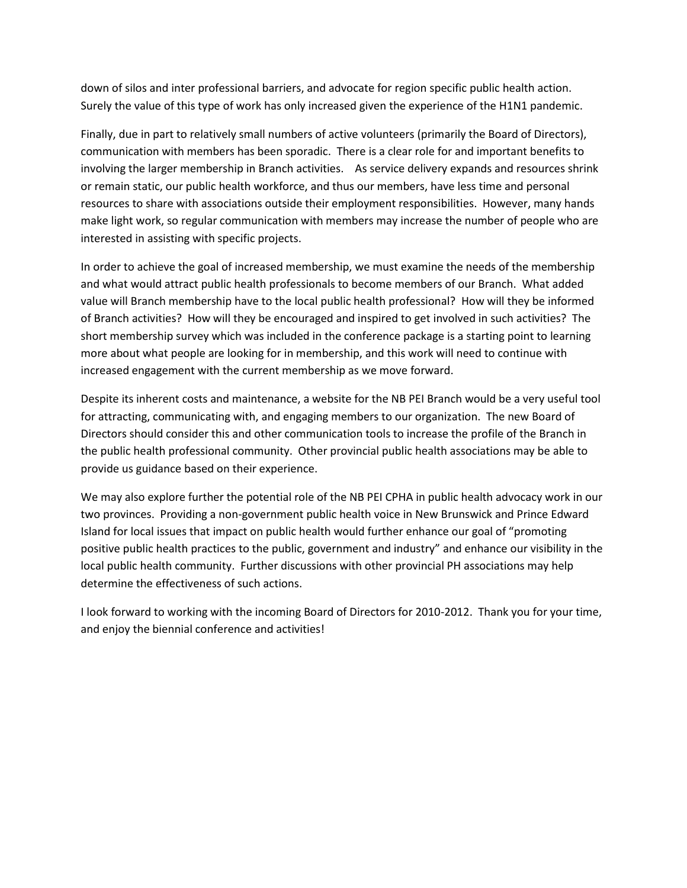down of silos and inter professional barriers, and advocate for region specific public health action. Surely the value of this type of work has only increased given the experience of the H1N1 pandemic.

Finally, due in part to relatively small numbers of active volunteers (primarily the Board of Directors), communication with members has been sporadic. There is a clear role for and important benefits to involving the larger membership in Branch activities. As service delivery expands and resources shrink or remain static, our public health workforce, and thus our members, have less time and personal resources to share with associations outside their employment responsibilities. However, many hands make light work, so regular communication with members may increase the number of people who are interested in assisting with specific projects.

In order to achieve the goal of increased membership, we must examine the needs of the membership and what would attract public health professionals to become members of our Branch. What added value will Branch membership have to the local public health professional? How will they be informed of Branch activities? How will they be encouraged and inspired to get involved in such activities? The short membership survey which was included in the conference package is a starting point to learning more about what people are looking for in membership, and this work will need to continue with increased engagement with the current membership as we move forward.

Despite its inherent costs and maintenance, a website for the NB PEI Branch would be a very useful tool for attracting, communicating with, and engaging members to our organization. The new Board of Directors should consider this and other communication tools to increase the profile of the Branch in the public health professional community. Other provincial public health associations may be able to provide us guidance based on their experience.

We may also explore further the potential role of the NB PEI CPHA in public health advocacy work in our two provinces. Providing a non-government public health voice in New Brunswick and Prince Edward Island for local issues that impact on public health would further enhance our goal of "promoting positive public health practices to the public, government and industry" and enhance our visibility in the local public health community. Further discussions with other provincial PH associations may help determine the effectiveness of such actions.

I look forward to working with the incoming Board of Directors for 2010-2012. Thank you for your time, and enjoy the biennial conference and activities!